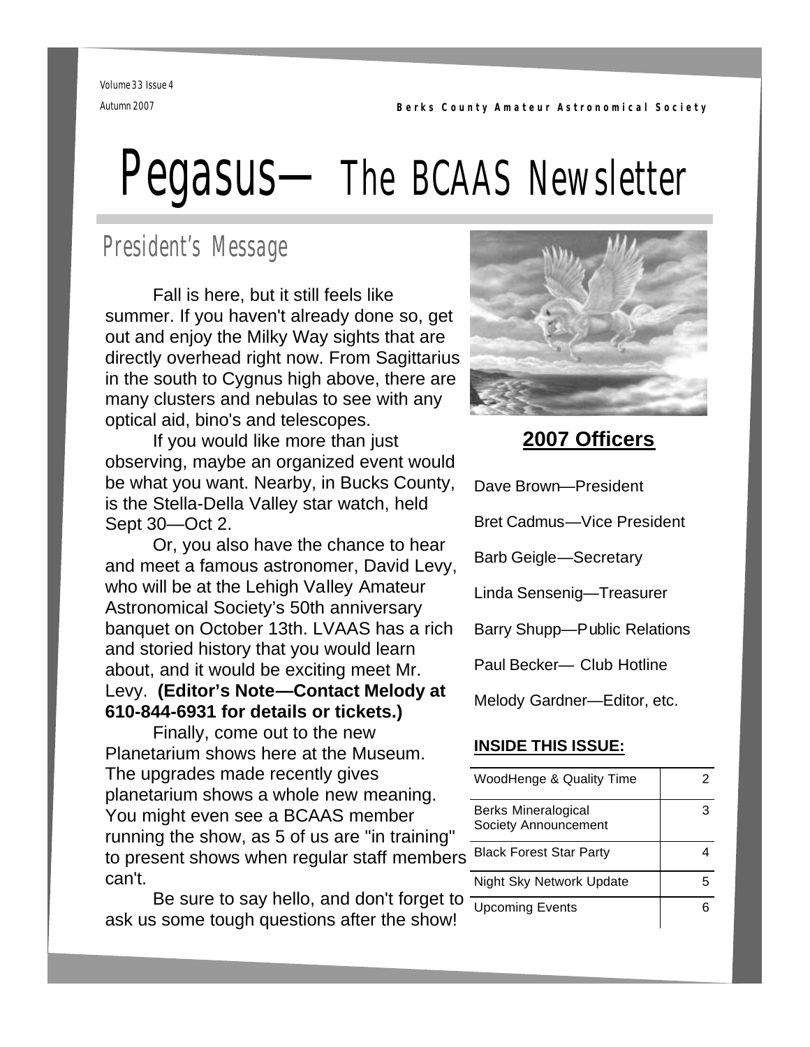Volume 33 Issue 4

Autumn 2007

**Berks County Amateur Astronomical Society**

# Pegasus— The BCAAS Newsletter

## President's Message

Fall is here, but it still feels like summer. If you haven't already done so, get out and enjoy the Milky Way sights that are directly overhead right now. From Sagittarius in the south to Cygnus high above, there are many clusters and nebulas to see with any optical aid, bino's and telescopes.

If you would like more than just observing, maybe an organized event would be what you want. Nearby, in Bucks County, is the Stella-Della Valley star watch, held Sept 30—Oct 2.

Or, you also have the chance to hear and meet a famous astronomer, David Levy, who will be at the Lehigh Valley Amateur Astronomical Society's 50th anniversary banquet on October 13th. LVAAS has a rich and storied history that you would learn about, and it would be exciting meet Mr. Levy. **(Editor's Note—Contact Melody at 610-844-6931 for details or tickets.)**

Finally, come out to the new Planetarium shows here at the Museum. The upgrades made recently gives planetarium shows a whole new meaning. You might even see a BCAAS member running the show, as 5 of us are "in training" to present shows when regular staff members can't.

Be sure to say hello, and don't forget to ask us some tough questions after the show!

## 2007 Officers

Dave Brown—President

Bret Cadmus—Vice President

Barb Geigle—Secretary

Linda Sensenig—Treasurer

Barry Shupp—Public Relations

Paul Becker— Club Hotline

Melody Gardner—Editor, etc.

### INSIDE THIS ISSUE:

| | |
|---|---|
| WoodHenge & Quality Time | 2 |
| Berks Mineralogical Society Announcement | 3 |
| Black Forest Star Party | 4 |
| Night Sky Network Update | 5 |
| Upcoming Events | 6 |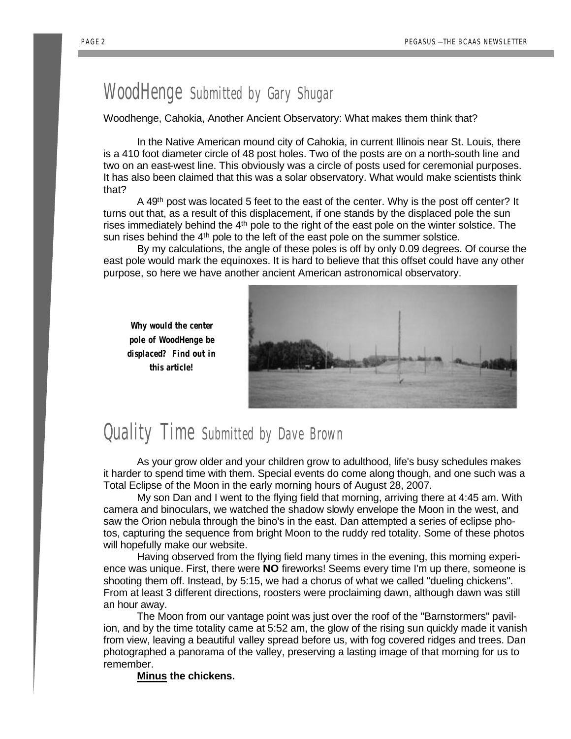# WoodHenge Submitted by Gary Shugar

Woodhenge, Cahokia, Another Ancient Observatory: What makes them think that?

In the Native American mound city of Cahokia, in current Illinois near St. Louis, there is a 410 foot diameter circle of 48 post holes. Two of the posts are on a north-south line and two on an east-west line. This obviously was a circle of posts used for ceremonial purposes. It has also been claimed that this was a solar observatory. What would make scientists think that?

A 49th post was located 5 feet to the east of the center. Why is the post off center? It turns out that, as a result of this displacement, if one stands by the displaced pole the sun rises immediately behind the 4th pole to the right of the east pole on the winter solstice. The sun rises behind the 4th pole to the left of the east pole on the summer solstice.

By my calculations, the angle of these poles is off by only 0.09 degrees. Of course the east pole would mark the equinoxes. It is hard to believe that this offset could have any other purpose, so here we have another ancient American astronomical observatory.

***Why would the center pole of WoodHenge be displaced? Find out in this article!***

# Quality Time Submitted by Dave Brown

As your grow older and your children grow to adulthood, life's busy schedules makes it harder to spend time with them. Special events do come along though, and one such was a Total Eclipse of the Moon in the early morning hours of August 28, 2007.

My son Dan and I went to the flying field that morning, arriving there at 4:45 am. With camera and binoculars, we watched the shadow slowly envelope the Moon in the west, and saw the Orion nebula through the bino's in the east. Dan attempted a series of eclipse photos, capturing the sequence from bright Moon to the ruddy red totality. Some of these photos will hopefully make our website.

Having observed from the flying field many times in the evening, this morning experience was unique. First, there were **NO** fireworks! Seems every time I'm up there, someone is shooting them off. Instead, by 5:15, we had a chorus of what we called "dueling chickens". From at least 3 different directions, roosters were proclaiming dawn, although dawn was still an hour away.

The Moon from our vantage point was just over the roof of the "Barnstormers" pavilion, and by the time totality came at 5:52 am, the glow of the rising sun quickly made it vanish from view, leaving a beautiful valley spread before us, with fog covered ridges and trees. Dan photographed a panorama of the valley, preserving a lasting image of that morning for us to remember.

**Minus the chickens.**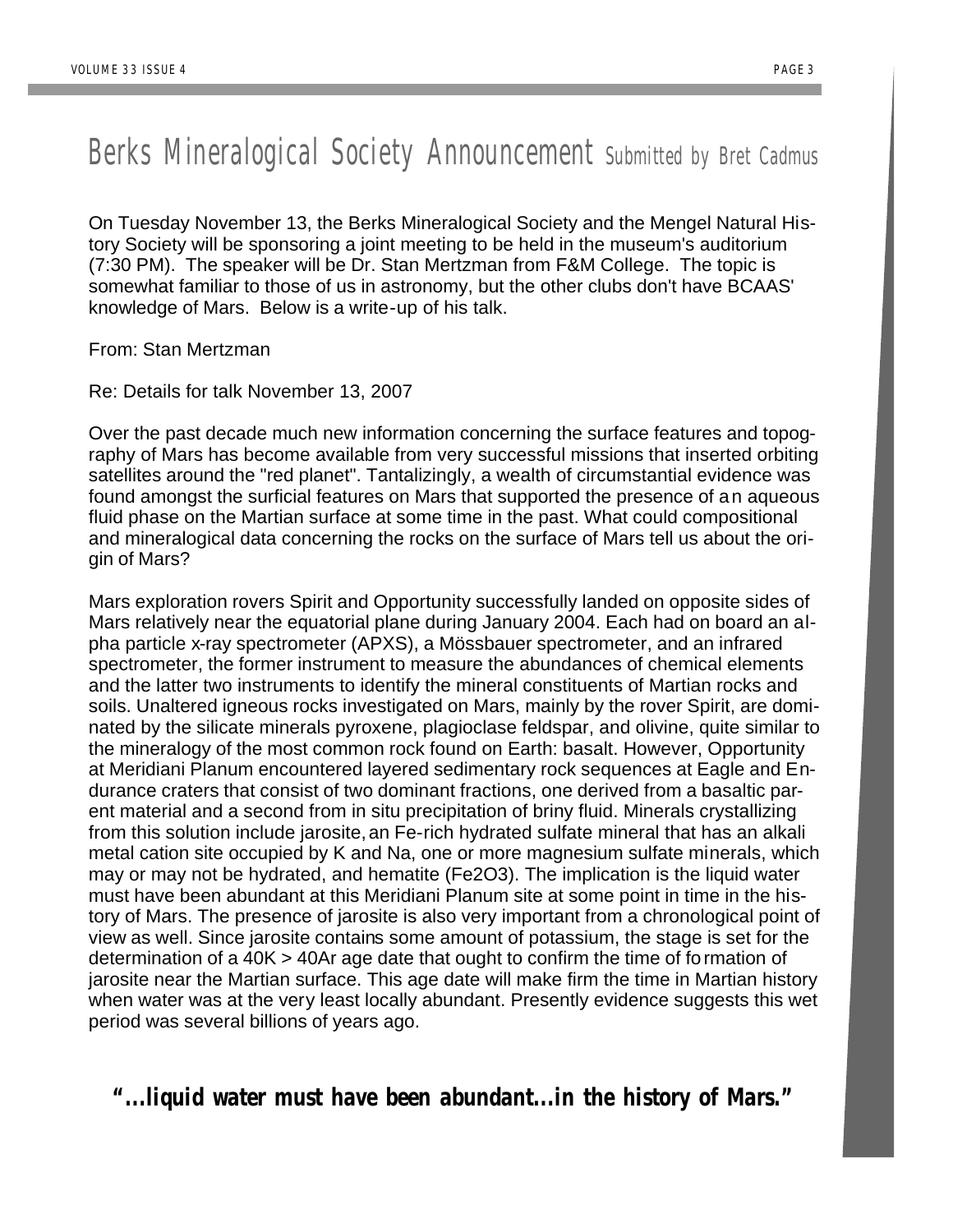# Berks Mineralogical Society Announcement *Submitted by Bret Cadmus*

On Tuesday November 13, the Berks Mineralogical Society and the Mengel Natural History Society will be sponsoring a joint meeting to be held in the museum's auditorium (7:30 PM). The speaker will be Dr. Stan Mertzman from F&M College. The topic is somewhat familiar to those of us in astronomy, but the other clubs don't have BCAAS' knowledge of Mars. Below is a write-up of his talk.

From: Stan Mertzman

Re: Details for talk November 13, 2007

Over the past decade much new information concerning the surface features and topography of Mars has become available from very successful missions that inserted orbiting satellites around the "red planet". Tantalizingly, a wealth of circumstantial evidence was found amongst the surficial features on Mars that supported the presence of an aqueous fluid phase on the Martian surface at some time in the past. What could compositional and mineralogical data concerning the rocks on the surface of Mars tell us about the origin of Mars?

Mars exploration rovers Spirit and Opportunity successfully landed on opposite sides of Mars relatively near the equatorial plane during January 2004. Each had on board an alpha particle x-ray spectrometer (APXS), a Mössbauer spectrometer, and an infrared spectrometer, the former instrument to measure the abundances of chemical elements and the latter two instruments to identify the mineral constituents of Martian rocks and soils. Unaltered igneous rocks investigated on Mars, mainly by the rover Spirit, are dominated by the silicate minerals pyroxene, plagioclase feldspar, and olivine, quite similar to the mineralogy of the most common rock found on Earth: basalt. However, Opportunity at Meridiani Planum encountered layered sedimentary rock sequences at Eagle and Endurance craters that consist of two dominant fractions, one derived from a basaltic parent material and a second from in situ precipitation of briny fluid. Minerals crystallizing from this solution include jarosite, an Fe-rich hydrated sulfate mineral that has an alkali metal cation site occupied by K and Na, one or more magnesium sulfate minerals, which may or may not be hydrated, and hematite ($Fe_2O_3$). The implication is the liquid water must have been abundant at this Meridiani Planum site at some point in time in the history of Mars. The presence of jarosite is also very important from a chronological point of view as well. Since jarosite contains some amount of potassium, the stage is set for the determination of a $^{40}K > ^{40}Ar$ age date that ought to confirm the time of formation of jarosite near the Martian surface. This age date will make firm the time in Martian history when water was at the very least locally abundant. Presently evidence suggests this wet period was several billions of years ago.

***"…liquid water must have been abundant…in the history of Mars."***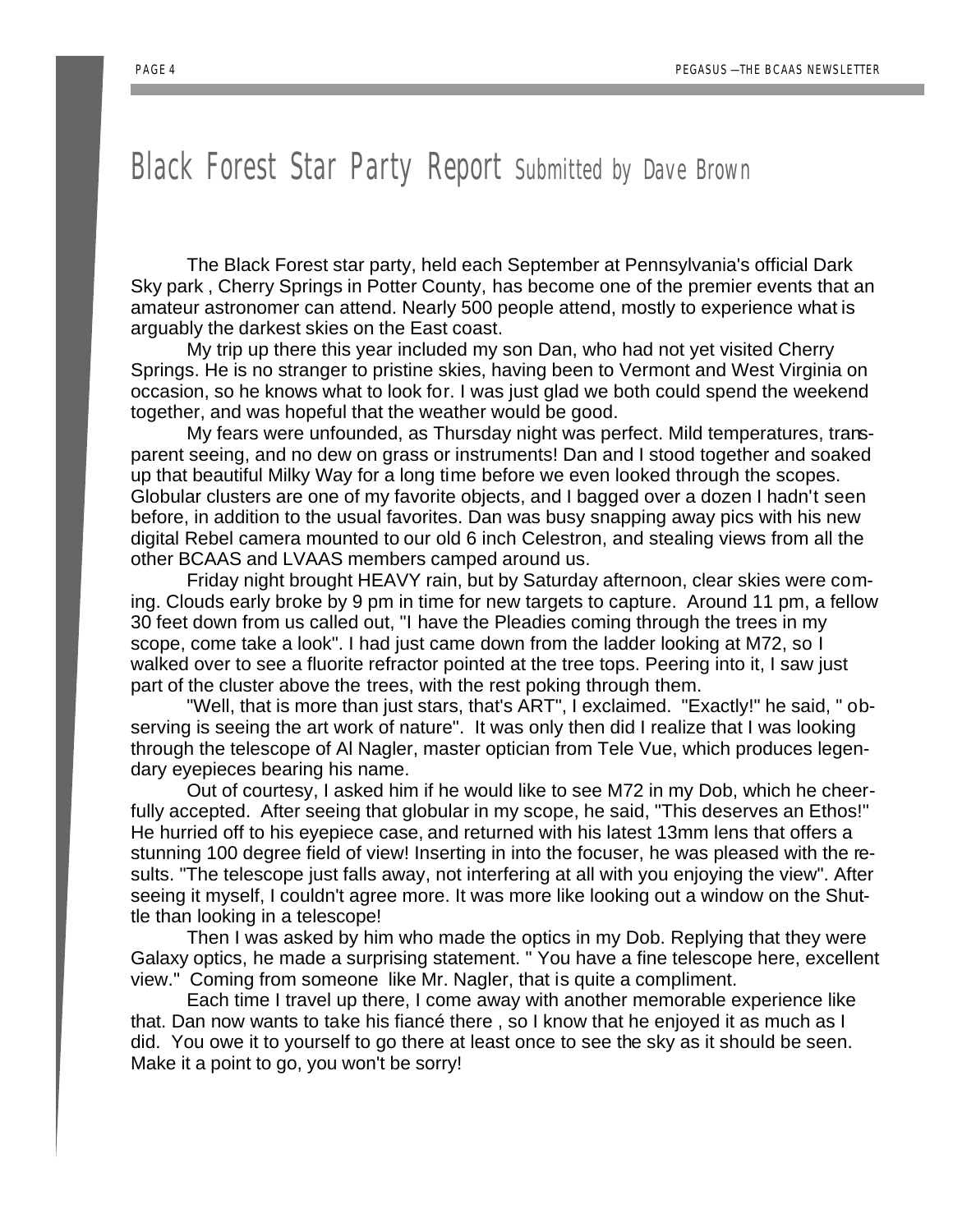# Black Forest Star Party Report Submitted by Dave Brown

The Black Forest star party, held each September at Pennsylvania's official Dark Sky park , Cherry Springs in Potter County, has become one of the premier events that an amateur astronomer can attend. Nearly 500 people attend, mostly to experience what is arguably the darkest skies on the East coast.

My trip up there this year included my son Dan, who had not yet visited Cherry Springs. He is no stranger to pristine skies, having been to Vermont and West Virginia on occasion, so he knows what to look for. I was just glad we both could spend the weekend together, and was hopeful that the weather would be good.

My fears were unfounded, as Thursday night was perfect. Mild temperatures, transparent seeing, and no dew on grass or instruments! Dan and I stood together and soaked up that beautiful Milky Way for a long time before we even looked through the scopes. Globular clusters are one of my favorite objects, and I bagged over a dozen I hadn't seen before, in addition to the usual favorites. Dan was busy snapping away pics with his new digital Rebel camera mounted to our old 6 inch Celestron, and stealing views from all the other BCAAS and LVAAS members camped around us.

Friday night brought HEAVY rain, but by Saturday afternoon, clear skies were coming. Clouds early broke by 9 pm in time for new targets to capture. Around 11 pm, a fellow 30 feet down from us called out, "I have the Pleadies coming through the trees in my scope, come take a look". I had just came down from the ladder looking at M72, so I walked over to see a fluorite refractor pointed at the tree tops. Peering into it, I saw just part of the cluster above the trees, with the rest poking through them.

"Well, that is more than just stars, that's ART", I exclaimed. "Exactly!" he said, " observing is seeing the art work of nature". It was only then did I realize that I was looking through the telescope of Al Nagler, master optician from Tele Vue, which produces legendary eyepieces bearing his name.

Out of courtesy, I asked him if he would like to see M72 in my Dob, which he cheerfully accepted. After seeing that globular in my scope, he said, "This deserves an Ethos!" He hurried off to his eyepiece case, and returned with his latest 13mm lens that offers a stunning 100 degree field of view! Inserting in into the focuser, he was pleased with the results. "The telescope just falls away, not interfering at all with you enjoying the view". After seeing it myself, I couldn't agree more. It was more like looking out a window on the Shuttle than looking in a telescope!

Then I was asked by him who made the optics in my Dob. Replying that they were Galaxy optics, he made a surprising statement. " You have a fine telescope here, excellent view." Coming from someone like Mr. Nagler, that is quite a compliment.

Each time I travel up there, I come away with another memorable experience like that. Dan now wants to take his fiancé there , so I know that he enjoyed it as much as I did. You owe it to yourself to go there at least once to see the sky as it should be seen. Make it a point to go, you won't be sorry!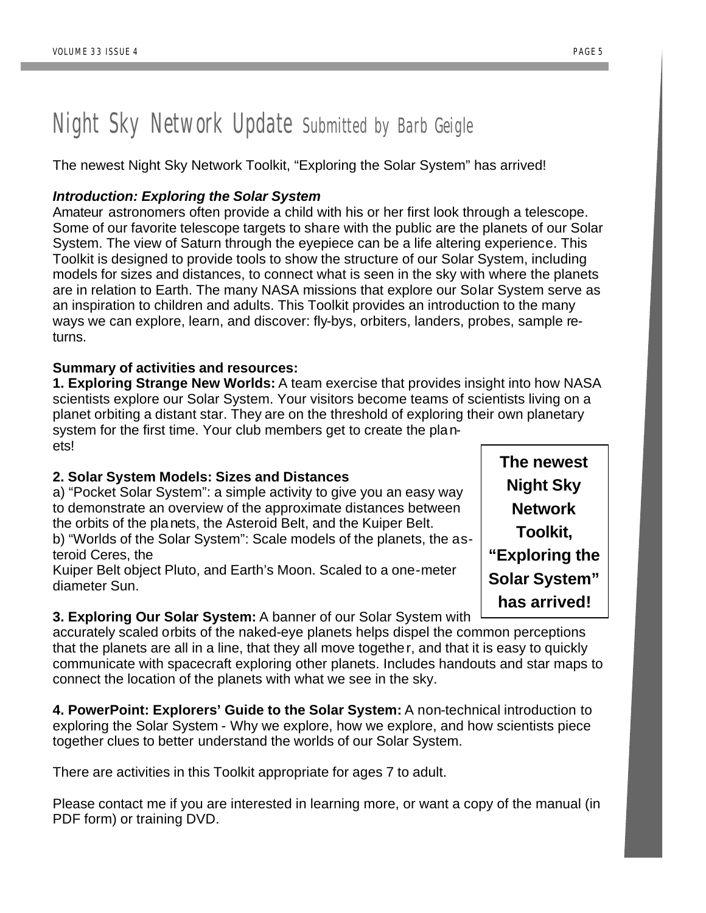# Night Sky Network Update Submitted by Barb Geigle

The newest Night Sky Network Toolkit, "Exploring the Solar System" has arrived!

***Introduction: Exploring the Solar System***

Amateur astronomers often provide a child with his or her first look through a telescope. Some of our favorite telescope targets to share with the public are the planets of our Solar System. The view of Saturn through the eyepiece can be a life altering experience. This Toolkit is designed to provide tools to show the structure of our Solar System, including models for sizes and distances, to connect what is seen in the sky with where the planets are in relation to Earth. The many NASA missions that explore our Solar System serve as an inspiration to children and adults. This Toolkit provides an introduction to the many ways we can explore, learn, and discover: fly-bys, orbiters, landers, probes, sample returns.

**Summary of activities and resources:**

**1. Exploring Strange New Worlds:** A team exercise that provides insight into how NASA scientists explore our Solar System. Your visitors become teams of scientists living on a planet orbiting a distant star. They are on the threshold of exploring their own planetary system for the first time. Your club members get to create the planets!

**2. Solar System Models: Sizes and Distances**

a) "Pocket Solar System": a simple activity to give you an easy way to demonstrate an overview of the approximate distances between the orbits of the planets, the Asteroid Belt, and the Kuiper Belt.

b) "Worlds of the Solar System": Scale models of the planets, the asteroid Ceres, the Kuiper Belt object Pluto, and Earth's Moon. Scaled to a one-meter diameter Sun.

**3. Exploring Our Solar System:** A banner of our Solar System with accurately scaled orbits of the naked-eye planets helps dispel the common perceptions that the planets are all in a line, that they all move together, and that it is easy to quickly communicate with spacecraft exploring other planets. Includes handouts and star maps to connect the location of the planets with what we see in the sky.

**4. PowerPoint: Explorers' Guide to the Solar System:** A non-technical introduction to exploring the Solar System - Why we explore, how we explore, and how scientists piece together clues to better understand the worlds of our Solar System.

There are activities in this Toolkit appropriate for ages 7 to adult.

Please contact me if you are interested in learning more, or want a copy of the manual (in PDF form) or training DVD.

**The newest Night Sky Network Toolkit, "Exploring the Solar System" has arrived!**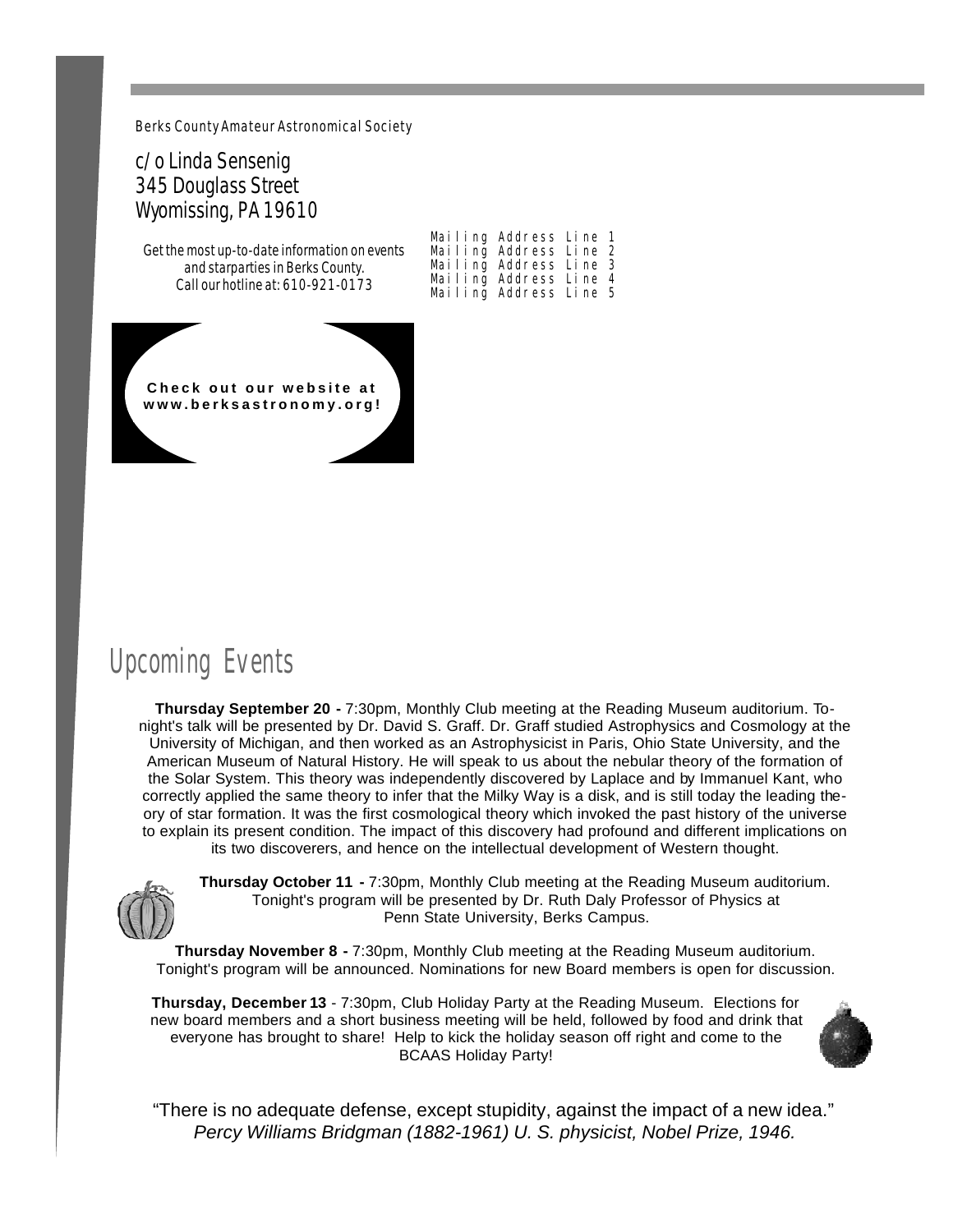Berks County Amateur Astronomical Society

c/o Linda Sensenig
345 Douglass Street
Wyomissing, PA 19610

Get the most up-to-date information on events and starparties in Berks County. Call our hotline at: 610-921-0173

Mailing Address Line 1
Mailing Address Line 2
Mailing Address Line 3
Mailing Address Line 4
Mailing Address Line 5

**Check out our website at www.berksastronomy.org!**

# Upcoming Events

**Thursday September 20 -** 7:30pm, Monthly Club meeting at the Reading Museum auditorium. Tonight's talk will be presented by Dr. David S. Graff. Dr. Graff studied Astrophysics and Cosmology at the University of Michigan, and then worked as an Astrophysicist in Paris, Ohio State University, and the American Museum of Natural History. He will speak to us about the nebular theory of the formation of the Solar System. This theory was independently discovered by Laplace and by Immanuel Kant, who correctly applied the same theory to infer that the Milky Way is a disk, and is still today the leading theory of star formation. It was the first cosmological theory which invoked the past history of the universe to explain its present condition. The impact of this discovery had profound and different implications on its two discoverers, and hence on the intellectual development of Western thought.

**Thursday October 11 -** 7:30pm, Monthly Club meeting at the Reading Museum auditorium. Tonight's program will be presented by Dr. Ruth Daly Professor of Physics at Penn State University, Berks Campus.

**Thursday November 8 -** 7:30pm, Monthly Club meeting at the Reading Museum auditorium. Tonight's program will be announced. Nominations for new Board members is open for discussion.

**Thursday, December 13** - 7:30pm, Club Holiday Party at the Reading Museum. Elections for new board members and a short business meeting will be held, followed by food and drink that everyone has brought to share! Help to kick the holiday season off right and come to the BCAAS Holiday Party!

"There is no adequate defense, except stupidity, against the impact of a new idea."
*Percy Williams Bridgman (1882-1961) U. S. physicist, Nobel Prize, 1946.*